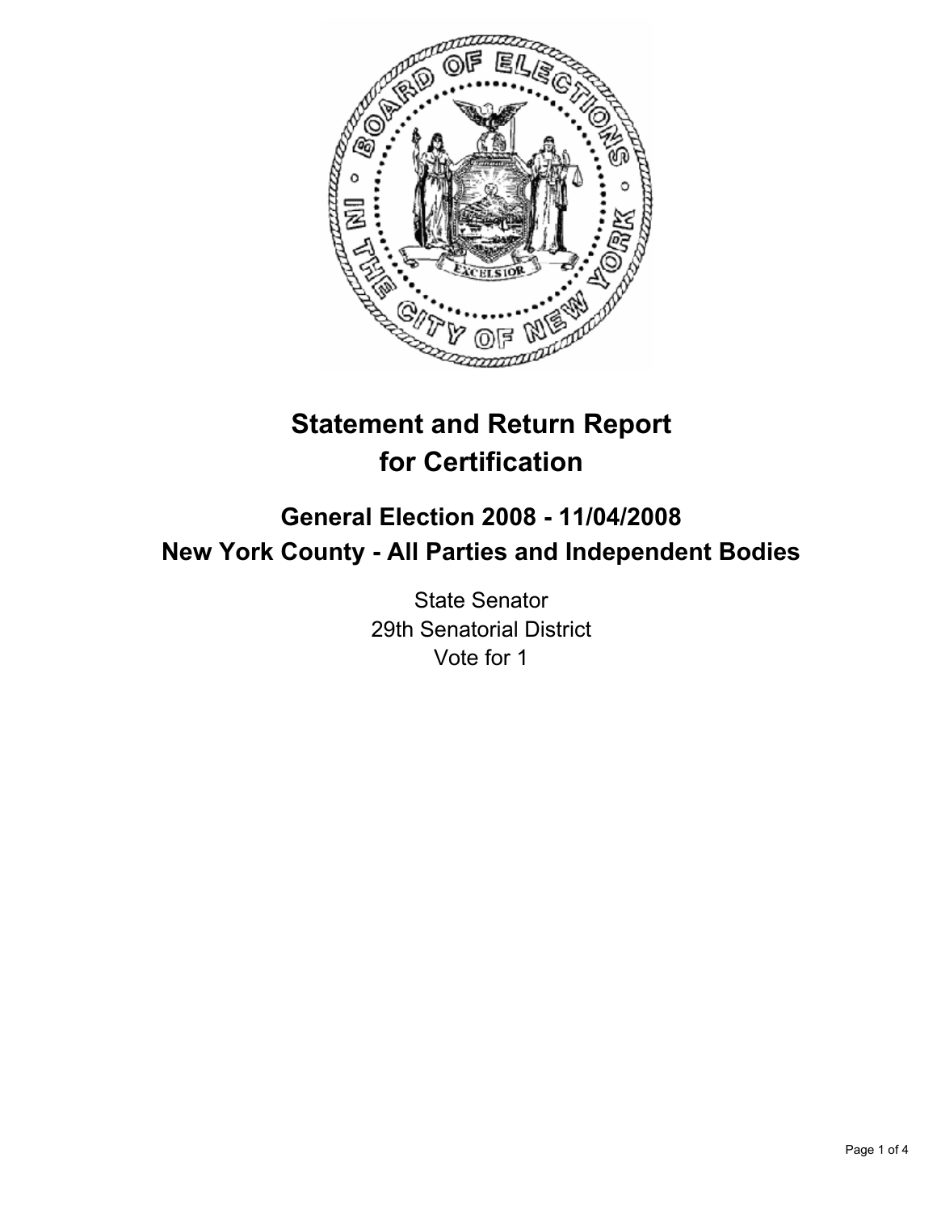# Statement and Return Report for Certification

## General Election 2008 - 11/04/2008
## New York County - All Parties and Independent Bodies

State Senator
29th Senatorial District
Vote for 1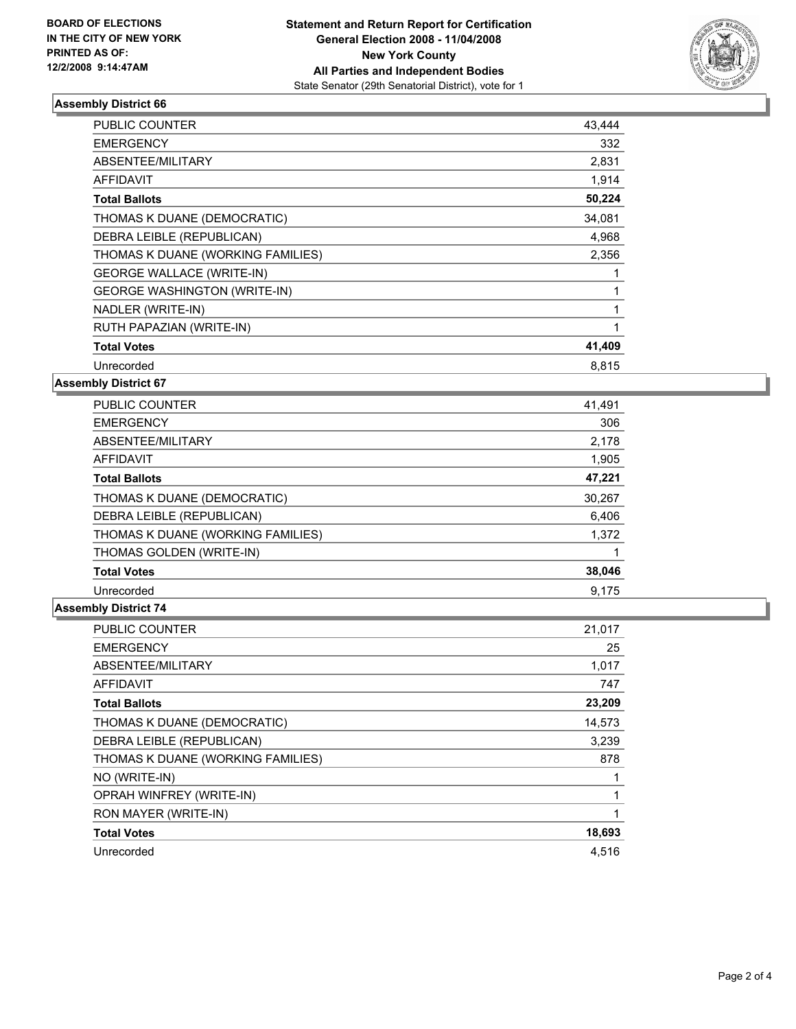**BOARD OF ELECTIONS IN THE CITY OF NEW YORK PRINTED AS OF: 12/2/2008 9:14:47AM**

**Statement and Return Report for Certification General Election 2008 - 11/04/2008 New York County All Parties and Independent Bodies**
State Senator (29th Senatorial District), vote for 1

### Assembly District 66

| | |
|---|---|
| PUBLIC COUNTER | 43,444 |
| EMERGENCY | 332 |
| ABSENTEE/MILITARY | 2,831 |
| AFFIDAVIT | 1,914 |
| **Total Ballots** | **50,224** |
| THOMAS K DUANE (DEMOCRATIC) | 34,081 |
| DEBRA LEIBLE (REPUBLICAN) | 4,968 |
| THOMAS K DUANE (WORKING FAMILIES) | 2,356 |
| GEORGE WALLACE (WRITE-IN) | 1 |
| GEORGE WASHINGTON (WRITE-IN) | 1 |
| NADLER (WRITE-IN) | 1 |
| RUTH PAPAZIAN (WRITE-IN) | 1 |
| **Total Votes** | **41,409** |
| Unrecorded | 8,815 |

### Assembly District 67

| | |
|---|---|
| PUBLIC COUNTER | 41,491 |
| EMERGENCY | 306 |
| ABSENTEE/MILITARY | 2,178 |
| AFFIDAVIT | 1,905 |
| **Total Ballots** | **47,221** |
| THOMAS K DUANE (DEMOCRATIC) | 30,267 |
| DEBRA LEIBLE (REPUBLICAN) | 6,406 |
| THOMAS K DUANE (WORKING FAMILIES) | 1,372 |
| THOMAS GOLDEN (WRITE-IN) | 1 |
| **Total Votes** | **38,046** |
| Unrecorded | 9,175 |

### Assembly District 74

| | |
|---|---|
| PUBLIC COUNTER | 21,017 |
| EMERGENCY | 25 |
| ABSENTEE/MILITARY | 1,017 |
| AFFIDAVIT | 747 |
| **Total Ballots** | **23,209** |
| THOMAS K DUANE (DEMOCRATIC) | 14,573 |
| DEBRA LEIBLE (REPUBLICAN) | 3,239 |
| THOMAS K DUANE (WORKING FAMILIES) | 878 |
| NO (WRITE-IN) | 1 |
| OPRAH WINFREY (WRITE-IN) | 1 |
| RON MAYER (WRITE-IN) | 1 |
| **Total Votes** | **18,693** |
| Unrecorded | 4,516 |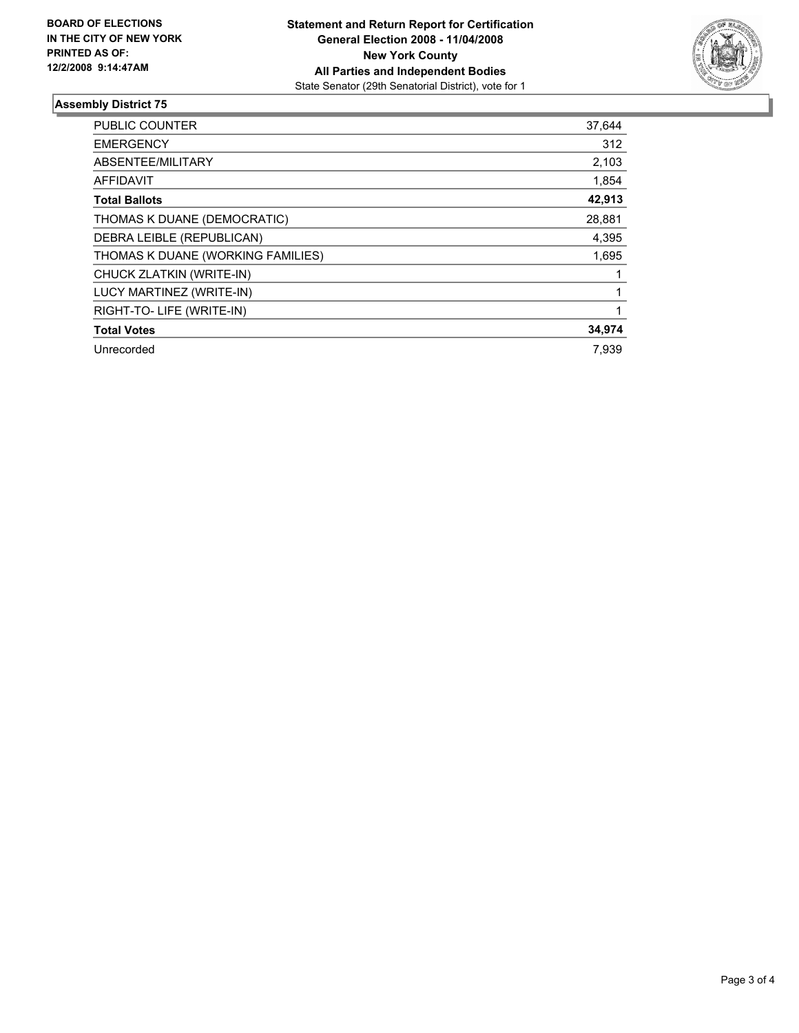**BOARD OF ELECTIONS IN THE CITY OF NEW YORK PRINTED AS OF: 12/2/2008 9:14:47AM**

**Statement and Return Report for Certification**
**General Election 2008 - 11/04/2008**
**New York County**
**All Parties and Independent Bodies**
State Senator (29th Senatorial District), vote for 1

## Assembly District 75

| | |
|---|---|
| PUBLIC COUNTER | 37,644 |
| EMERGENCY | 312 |
| ABSENTEE/MILITARY | 2,103 |
| AFFIDAVIT | 1,854 |
| **Total Ballots** | **42,913** |
| THOMAS K DUANE (DEMOCRATIC) | 28,881 |
| DEBRA LEIBLE (REPUBLICAN) | 4,395 |
| THOMAS K DUANE (WORKING FAMILIES) | 1,695 |
| CHUCK ZLATKIN (WRITE-IN) | 1 |
| LUCY MARTINEZ (WRITE-IN) | 1 |
| RIGHT-TO- LIFE (WRITE-IN) | 1 |
| **Total Votes** | **34,974** |
| Unrecorded | 7,939 |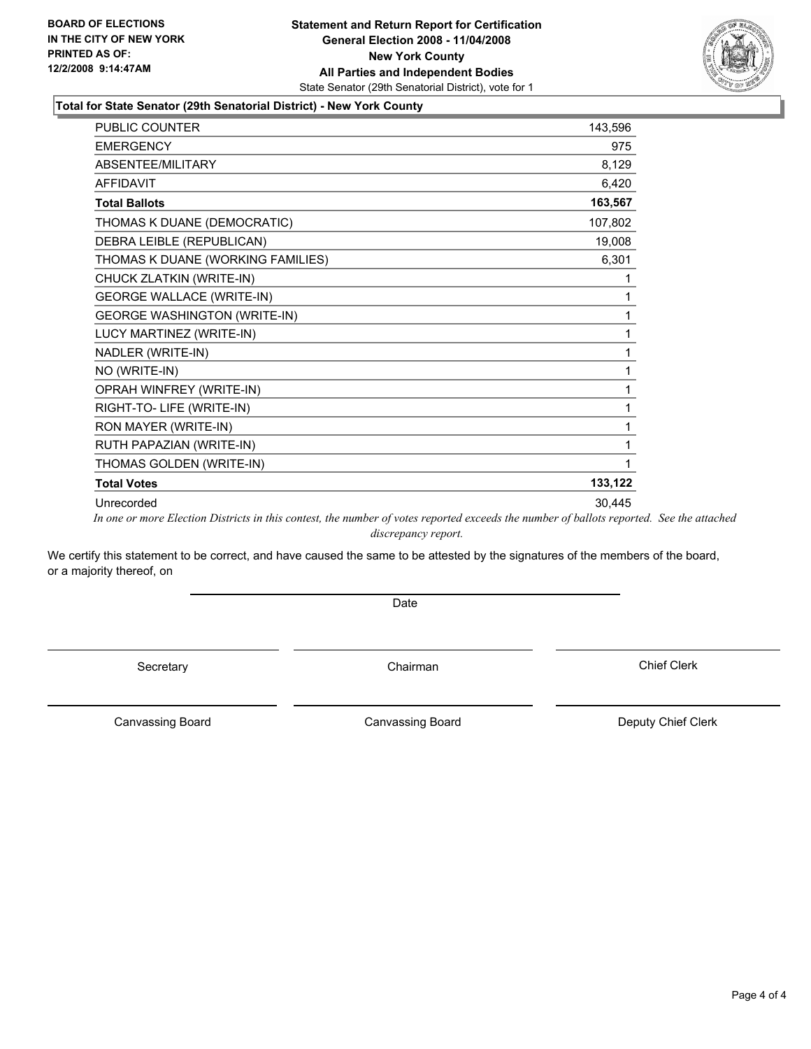**BOARD OF ELECTIONS IN THE CITY OF NEW YORK PRINTED AS OF: 12/2/2008 9:14:47AM**

**Statement and Return Report for Certification**
**General Election 2008 - 11/04/2008**
**New York County**
**All Parties and Independent Bodies**
State Senator (29th Senatorial District), vote for 1

**Total for State Senator (29th Senatorial District) - New York County**

| | |
|---|---|
| PUBLIC COUNTER | 143,596 |
| EMERGENCY | 975 |
| ABSENTEE/MILITARY | 8,129 |
| AFFIDAVIT | 6,420 |
| **Total Ballots** | **163,567** |
| THOMAS K DUANE (DEMOCRATIC) | 107,802 |
| DEBRA LEIBLE (REPUBLICAN) | 19,008 |
| THOMAS K DUANE (WORKING FAMILIES) | 6,301 |
| CHUCK ZLATKIN (WRITE-IN) | 1 |
| GEORGE WALLACE (WRITE-IN) | 1 |
| GEORGE WASHINGTON (WRITE-IN) | 1 |
| LUCY MARTINEZ (WRITE-IN) | 1 |
| NADLER (WRITE-IN) | 1 |
| NO (WRITE-IN) | 1 |
| OPRAH WINFREY (WRITE-IN) | 1 |
| RIGHT-TO- LIFE (WRITE-IN) | 1 |
| RON MAYER (WRITE-IN) | 1 |
| RUTH PAPAZIAN (WRITE-IN) | 1 |
| THOMAS GOLDEN (WRITE-IN) | 1 |
| **Total Votes** | **133,122** |
| Unrecorded | 30,445 |

*In one or more Election Districts in this contest, the number of votes reported exceeds the number of ballots reported. See the attached discrepancy report.*

We certify this statement to be correct, and have caused the same to be attested by the signatures of the members of the board, or a majority thereof, on

Date

Secretary | Chairman | Chief Clerk

Canvassing Board | Canvassing Board | Deputy Chief Clerk